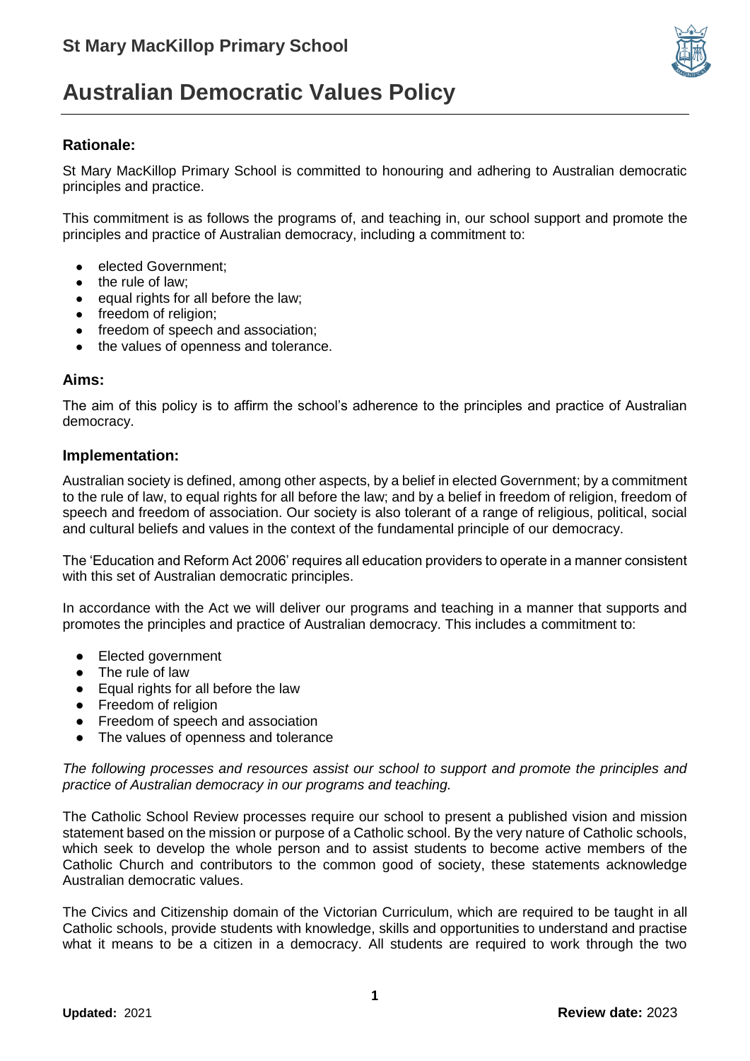## St Mary MacKillop Primary School

# Australian Democratic Values Policy

### Rationale:

St Mary MacKillop Primary School is committed to honouring and adhering to Australian democratic principles and practice.

This commitment is as follows the programs of, and teaching in, our school support and promote the principles and practice of Australian democracy, including a commitment to:

- elected Government;
- the rule of law;
- equal rights for all before the law;
- freedom of religion;
- freedom of speech and association;
- the values of openness and tolerance.

### Aims:

The aim of this policy is to affirm the school's adherence to the principles and practice of Australian democracy.

### Implementation:

Australian society is defined, among other aspects, by a belief in elected Government; by a commitment to the rule of law, to equal rights for all before the law; and by a belief in freedom of religion, freedom of speech and freedom of association. Our society is also tolerant of a range of religious, political, social and cultural beliefs and values in the context of the fundamental principle of our democracy.

The 'Education and Reform Act 2006' requires all education providers to operate in a manner consistent with this set of Australian democratic principles.

In accordance with the Act we will deliver our programs and teaching in a manner that supports and promotes the principles and practice of Australian democracy. This includes a commitment to:

- Elected government
- The rule of law
- Equal rights for all before the law
- Freedom of religion
- Freedom of speech and association
- The values of openness and tolerance

*The following processes and resources assist our school to support and promote the principles and practice of Australian democracy in our programs and teaching.*

The Catholic School Review processes require our school to present a published vision and mission statement based on the mission or purpose of a Catholic school. By the very nature of Catholic schools, which seek to develop the whole person and to assist students to become active members of the Catholic Church and contributors to the common good of society, these statements acknowledge Australian democratic values.

The Civics and Citizenship domain of the Victorian Curriculum, which are required to be taught in all Catholic schools, provide students with knowledge, skills and opportunities to understand and practise what it means to be a citizen in a democracy. All students are required to work through the two

**Updated:** 2021 **Review date:** 2023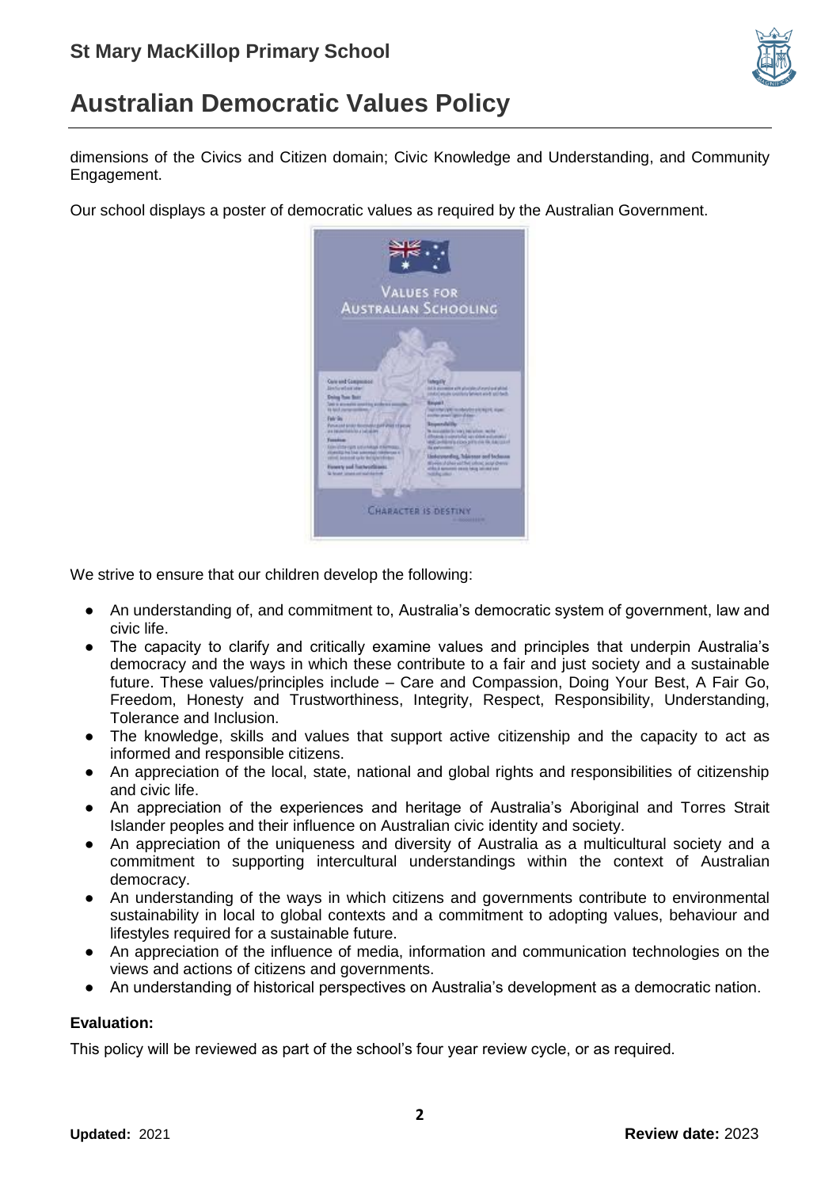dimensions of the Civics and Citizen domain; Civic Knowledge and Understanding, and Community Engagement.

Our school displays a poster of democratic values as required by the Australian Government.

We strive to ensure that our children develop the following:

- An understanding of, and commitment to, Australia's democratic system of government, law and civic life.
- The capacity to clarify and critically examine values and principles that underpin Australia's democracy and the ways in which these contribute to a fair and just society and a sustainable future. These values/principles include – Care and Compassion, Doing Your Best, A Fair Go, Freedom, Honesty and Trustworthiness, Integrity, Respect, Responsibility, Understanding, Tolerance and Inclusion.
- The knowledge, skills and values that support active citizenship and the capacity to act as informed and responsible citizens.
- An appreciation of the local, state, national and global rights and responsibilities of citizenship and civic life.
- An appreciation of the experiences and heritage of Australia's Aboriginal and Torres Strait Islander peoples and their influence on Australian civic identity and society.
- An appreciation of the uniqueness and diversity of Australia as a multicultural society and a commitment to supporting intercultural understandings within the context of Australian democracy.
- An understanding of the ways in which citizens and governments contribute to environmental sustainability in local to global contexts and a commitment to adopting values, behaviour and lifestyles required for a sustainable future.
- An appreciation of the influence of media, information and communication technologies on the views and actions of citizens and governments.
- An understanding of historical perspectives on Australia's development as a democratic nation.

**Evaluation:**

This policy will be reviewed as part of the school's four year review cycle, or as required.

**Updated:** 2021 **Review date:** 2023